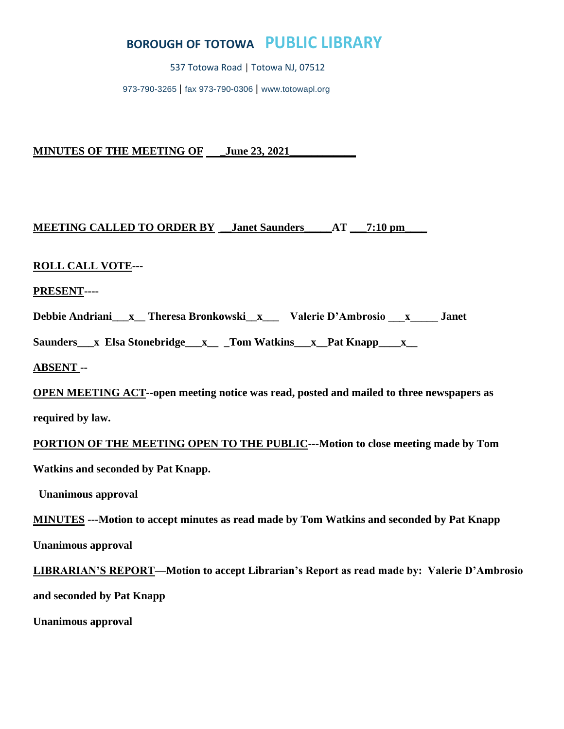# BOROUGH OF TOTOWA PUBLIC LIBRARY

537 Totowa Road | Totowa NJ, 07512

973-790-3265 | fax 973-790-0306 | www.totowapl.org

**MINUTES OF THE MEETING OF ___June 23, 2021___________**

**MEETING CALLED TO ORDER BY __Janet Saunders_____AT ___7:10 pm____**

**ROLL CALL VOTE---**

**PRESENT----**

**Debbie Andriani___x__ Theresa Bronkowski__x___ Valerie D'Ambrosio ___x_____ Janet Saunders___x Elsa Stonebridge___x__ _Tom Watkins___x__Pat Knapp____x__**

**ABSENT --**

**OPEN MEETING ACT--open meeting notice was read, posted and mailed to three newspapers as required by law.**

**PORTION OF THE MEETING OPEN TO THE PUBLIC---Motion to close meeting made by Tom Watkins and seconded by Pat Knapp.**

**Unanimous approval**

**MINUTES ---Motion to accept minutes as read made by Tom Watkins and seconded by Pat Knapp**

**Unanimous approval**

**LIBRARIAN'S REPORT—Motion to accept Librarian's Report as read made by: Valerie D'Ambrosio and seconded by Pat Knapp**

**Unanimous approval**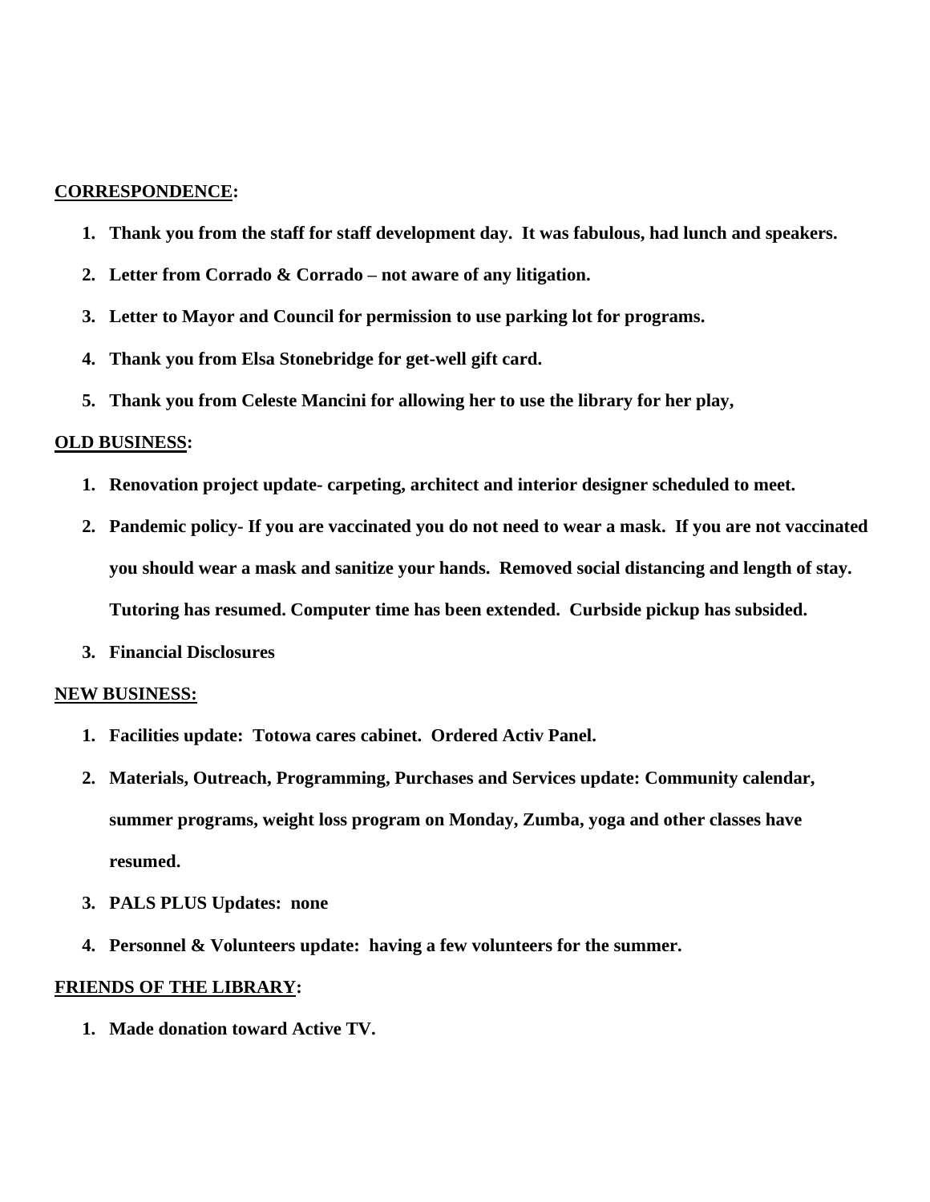**CORRESPONDENCE:**

1. **Thank you from the staff for staff development day. It was fabulous, had lunch and speakers.**
2. **Letter from Corrado & Corrado – not aware of any litigation.**
3. **Letter to Mayor and Council for permission to use parking lot for programs.**
4. **Thank you from Elsa Stonebridge for get-well gift card.**
5. **Thank you from Celeste Mancini for allowing her to use the library for her play,**

**OLD BUSINESS:**

1. **Renovation project update- carpeting, architect and interior designer scheduled to meet.**
2. **Pandemic policy- If you are vaccinated you do not need to wear a mask. If you are not vaccinated you should wear a mask and sanitize your hands. Removed social distancing and length of stay. Tutoring has resumed. Computer time has been extended. Curbside pickup has subsided.**
3. **Financial Disclosures**

**NEW BUSINESS:**

1. **Facilities update: Totowa cares cabinet. Ordered Activ Panel.**
2. **Materials, Outreach, Programming, Purchases and Services update: Community calendar, summer programs, weight loss program on Monday, Zumba, yoga and other classes have resumed.**
3. **PALS PLUS Updates: none**
4. **Personnel & Volunteers update: having a few volunteers for the summer.**

**FRIENDS OF THE LIBRARY:**

1. **Made donation toward Active TV.**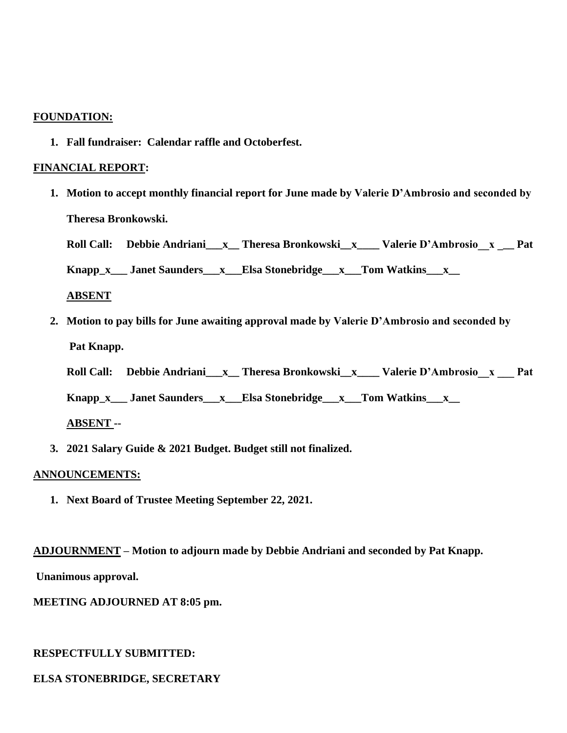**FOUNDATION:**

1. **Fall fundraiser: Calendar raffle and Octoberfest.**

**FINANCIAL REPORT:**

1. **Motion to accept monthly financial report for June made by Valerie D'Ambrosio and seconded by Theresa Bronkowski.**

   **Roll Call: Debbie Andriani___x__ Theresa Bronkowski__x____ Valerie D'Ambrosio__x _\_\_ Pat Knapp_x___ Janet Saunders___x___Elsa Stonebridge___x___Tom Watkins___x__**

   **ABSENT**

2. **Motion to pay bills for June awaiting approval made by Valerie D'Ambrosio and seconded by Pat Knapp.**

   **Roll Call: Debbie Andriani___x__ Theresa Bronkowski__x____ Valerie D'Ambrosio__x ___ Pat Knapp_x___ Janet Saunders___x___Elsa Stonebridge___x___Tom Watkins___x__**

   **ABSENT --**

3. **2021 Salary Guide & 2021 Budget. Budget still not finalized.**

**ANNOUNCEMENTS:**

1. **Next Board of Trustee Meeting September 22, 2021.**

**ADJOURNMENT – Motion to adjourn made by Debbie Andriani and seconded by Pat Knapp.**

**Unanimous approval.**

**MEETING ADJOURNED AT 8:05 pm.**

**RESPECTFULLY SUBMITTED:**

**ELSA STONEBRIDGE, SECRETARY**